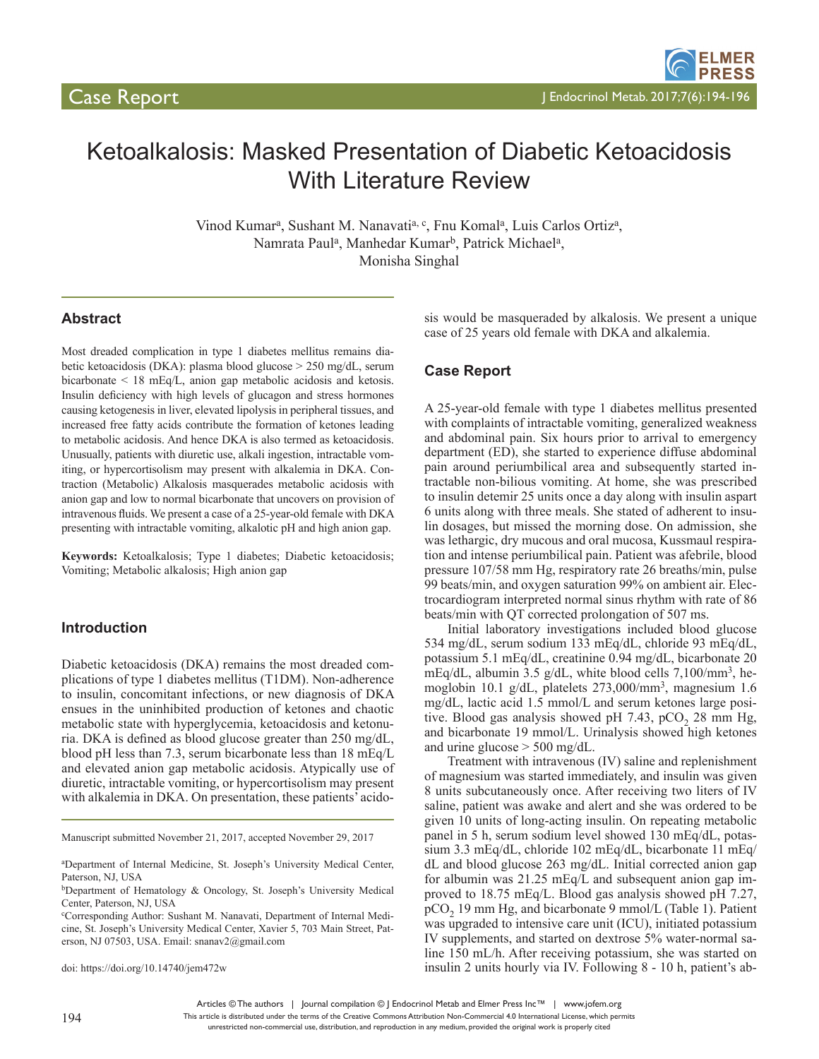Case Report

# Ketoalkalosis: Masked Presentation of Diabetic Ketoacidosis With Literature Review

Vinod Kumar[a], Sushant M. Nanavati[a, c], Fnu Komal[a], Luis Carlos Ortiz[a], Namrata Paul[a], Manhedar Kumar[b], Patrick Michael[a], Monisha Singhal

## Abstract

Most dreaded complication in type 1 diabetes mellitus remains diabetic ketoacidosis (DKA): plasma blood glucose > 250 mg/dL, serum bicarbonate < 18 mEq/L, anion gap metabolic acidosis and ketosis. Insulin deficiency with high levels of glucagon and stress hormones causing ketogenesis in liver, elevated lipolysis in peripheral tissues, and increased free fatty acids contribute the formation of ketones leading to metabolic acidosis. And hence DKA is also termed as ketoacidosis. Unusually, patients with diuretic use, alkali ingestion, intractable vomiting, or hypercortisolism may present with alkalemia in DKA. Contraction (Metabolic) Alkalosis masquerades metabolic acidosis with anion gap and low to normal bicarbonate that uncovers on provision of intravenous fluids. We present a case of a 25-year-old female with DKA presenting with intractable vomiting, alkalotic pH and high anion gap.

**Keywords:** Ketoalkalosis; Type 1 diabetes; Diabetic ketoacidosis; Vomiting; Metabolic alkalosis; High anion gap

## Introduction

Diabetic ketoacidosis (DKA) remains the most dreaded complications of type 1 diabetes mellitus (T1DM). Non-adherence to insulin, concomitant infections, or new diagnosis of DKA ensues in the uninhibited production of ketones and chaotic metabolic state with hyperglycemia, ketoacidosis and ketonuria. DKA is defined as blood glucose greater than 250 mg/dL, blood pH less than 7.3, serum bicarbonate less than 18 mEq/L and elevated anion gap metabolic acidosis. Atypically use of diuretic, intractable vomiting, or hypercortisolism may present with alkalemia in DKA. On presentation, these patients' acidosis would be masqueraded by alkalosis. We present a unique case of 25 years old female with DKA and alkalemia.

Manuscript submitted November 21, 2017, accepted November 29, 2017

[a]Department of Internal Medicine, St. Joseph's University Medical Center, Paterson, NJ, USA

[b]Department of Hematology & Oncology, St. Joseph's University Medical Center, Paterson, NJ, USA

[c]Corresponding Author: Sushant M. Nanavati, Department of Internal Medicine, St. Joseph's University Medical Center, Xavier 5, 703 Main Street, Paterson, NJ 07503, USA. Email: snanav2@gmail.com

doi: https://doi.org/10.14740/jem472w

## Case Report

A 25-year-old female with type 1 diabetes mellitus presented with complaints of intractable vomiting, generalized weakness and abdominal pain. Six hours prior to arrival to emergency department (ED), she started to experience diffuse abdominal pain around periumbilical area and subsequently started intractable non-bilious vomiting. At home, she was prescribed to insulin detemir 25 units once a day along with insulin aspart 6 units along with three meals. She stated of adherent to insulin dosages, but missed the morning dose. On admission, she was lethargic, dry mucous and oral mucosa, Kussmaul respiration and intense periumbilical pain. Patient was afebrile, blood pressure 107/58 mm Hg, respiratory rate 26 breaths/min, pulse 99 beats/min, and oxygen saturation 99% on ambient air. Electrocardiogram interpreted normal sinus rhythm with rate of 86 beats/min with QT corrected prolongation of 507 ms.

Initial laboratory investigations included blood glucose 534 mg/dL, serum sodium 133 mEq/dL, chloride 93 mEq/dL, potassium 5.1 mEq/dL, creatinine 0.94 mg/dL, bicarbonate 20 mEq/dL, albumin 3.5 g/dL, white blood cells 7,100/mm$^3$, hemoglobin 10.1 g/dL, platelets 273,000/mm$^3$, magnesium 1.6 mg/dL, lactic acid 1.5 mmol/L and serum ketones large positive. Blood gas analysis showed pH 7.43, $pCO_2$ 28 mm Hg, and bicarbonate 19 mmol/L. Urinalysis showed high ketones and urine glucose > 500 mg/dL.

Treatment with intravenous (IV) saline and replenishment of magnesium was started immediately, and insulin was given 8 units subcutaneously once. After receiving two liters of IV saline, patient was awake and alert and she was ordered to be given 10 units of long-acting insulin. On repeating metabolic panel in 5 h, serum sodium level showed 130 mEq/dL, potassium 3.3 mEq/dL, chloride 102 mEq/dL, bicarbonate 11 mEq/dL and blood glucose 263 mg/dL. Initial corrected anion gap for albumin was 21.25 mEq/L and subsequent anion gap improved to 18.75 mEq/L. Blood gas analysis showed pH 7.27, $pCO_2$ 19 mm Hg, and bicarbonate 9 mmol/L (Table 1). Patient was upgraded to intensive care unit (ICU), initiated potassium IV supplements, and started on dextrose 5% water-normal saline 150 mL/h. After receiving potassium, she was started on insulin 2 units hourly via IV. Following 8 - 10 h, patient's ab-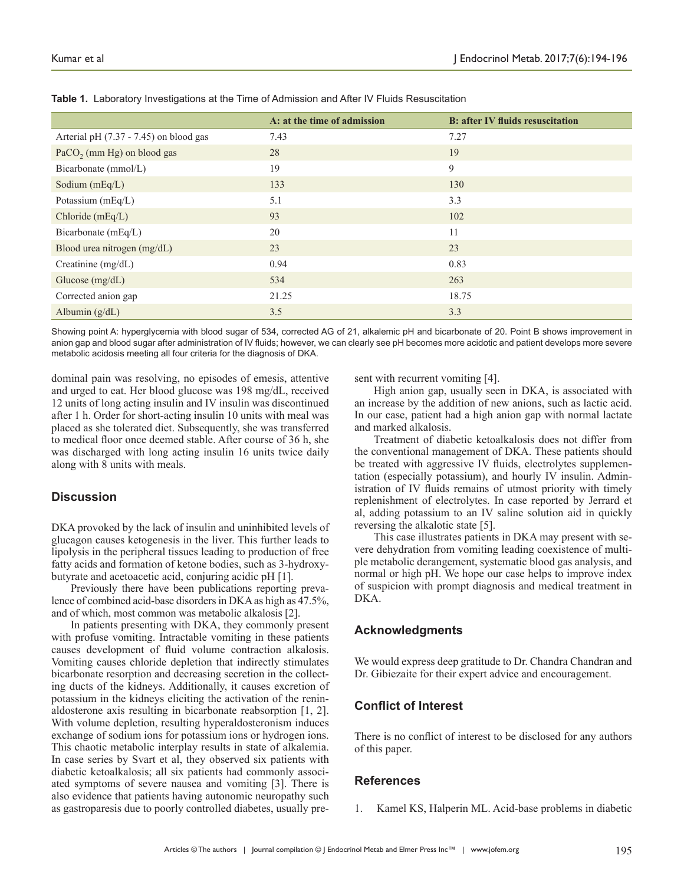**Table 1.** Laboratory Investigations at the Time of Admission and After IV Fluids Resuscitation

| | A: at the time of admission | B: after IV fluids resuscitation |
|---|---|---|
| Arterial pH (7.37 - 7.45) on blood gas | 7.43 | 7.27 |
| $PaCO_2$ (mm Hg) on blood gas | 28 | 19 |
| Bicarbonate (mmol/L) | 19 | 9 |
| Sodium (mEq/L) | 133 | 130 |
| Potassium (mEq/L) | 5.1 | 3.3 |
| Chloride (mEq/L) | 93 | 102 |
| Bicarbonate (mEq/L) | 20 | 11 |
| Blood urea nitrogen (mg/dL) | 23 | 23 |
| Creatinine (mg/dL) | 0.94 | 0.83 |
| Glucose (mg/dL) | 534 | 263 |
| Corrected anion gap | 21.25 | 18.75 |
| Albumin (g/dL) | 3.5 | 3.3 |

Showing point A: hyperglycemia with blood sugar of 534, corrected AG of 21, alkalemic pH and bicarbonate of 20. Point B shows improvement in anion gap and blood sugar after administration of IV fluids; however, we can clearly see pH becomes more acidotic and patient develops more severe metabolic acidosis meeting all four criteria for the diagnosis of DKA.

dominal pain was resolving, no episodes of emesis, attentive and urged to eat. Her blood glucose was 198 mg/dL, received 12 units of long acting insulin and IV insulin was discontinued after 1 h. Order for short-acting insulin 10 units with meal was placed as she tolerated diet. Subsequently, she was transferred to medical floor once deemed stable. After course of 36 h, she was discharged with long acting insulin 16 units twice daily along with 8 units with meals.

## Discussion

DKA provoked by the lack of insulin and uninhibited levels of glucagon causes ketogenesis in the liver. This further leads to lipolysis in the peripheral tissues leading to production of free fatty acids and formation of ketone bodies, such as 3-hydroxybutyrate and acetoacetic acid, conjuring acidic pH [1].

Previously there have been publications reporting prevalence of combined acid-base disorders in DKA as high as 47.5%, and of which, most common was metabolic alkalosis [2].

In patients presenting with DKA, they commonly present with profuse vomiting. Intractable vomiting in these patients causes development of fluid volume contraction alkalosis. Vomiting causes chloride depletion that indirectly stimulates bicarbonate resorption and decreasing secretion in the collecting ducts of the kidneys. Additionally, it causes excretion of potassium in the kidneys eliciting the activation of the renin-aldosterone axis resulting in bicarbonate reabsorption [1, 2]. With volume depletion, resulting hyperaldosteronism induces exchange of sodium ions for potassium ions or hydrogen ions. This chaotic metabolic interplay results in state of alkalemia. In case series by Svart et al, they observed six patients with diabetic ketoalkalosis; all six patients had commonly associated symptoms of severe nausea and vomiting [3]. There is also evidence that patients having autonomic neuropathy such as gastroparesis due to poorly controlled diabetes, usually present with recurrent vomiting [4].

High anion gap, usually seen in DKA, is associated with an increase by the addition of new anions, such as lactic acid. In our case, patient had a high anion gap with normal lactate and marked alkalosis.

Treatment of diabetic ketoalkalosis does not differ from the conventional management of DKA. These patients should be treated with aggressive IV fluids, electrolytes supplementation (especially potassium), and hourly IV insulin. Administration of IV fluids remains of utmost priority with timely replenishment of electrolytes. In case reported by Jerrard et al, adding potassium to an IV saline solution aid in quickly reversing the alkalotic state [5].

This case illustrates patients in DKA may present with severe dehydration from vomiting leading coexistence of multiple metabolic derangement, systematic blood gas analysis, and normal or high pH. We hope our case helps to improve index of suspicion with prompt diagnosis and medical treatment in DKA.

## Acknowledgments

We would express deep gratitude to Dr. Chandra Chandran and Dr. Gibiezaite for their expert advice and encouragement.

## Conflict of Interest

There is no conflict of interest to be disclosed for any authors of this paper.

## References

1. Kamel KS, Halperin ML. Acid-base problems in diabetic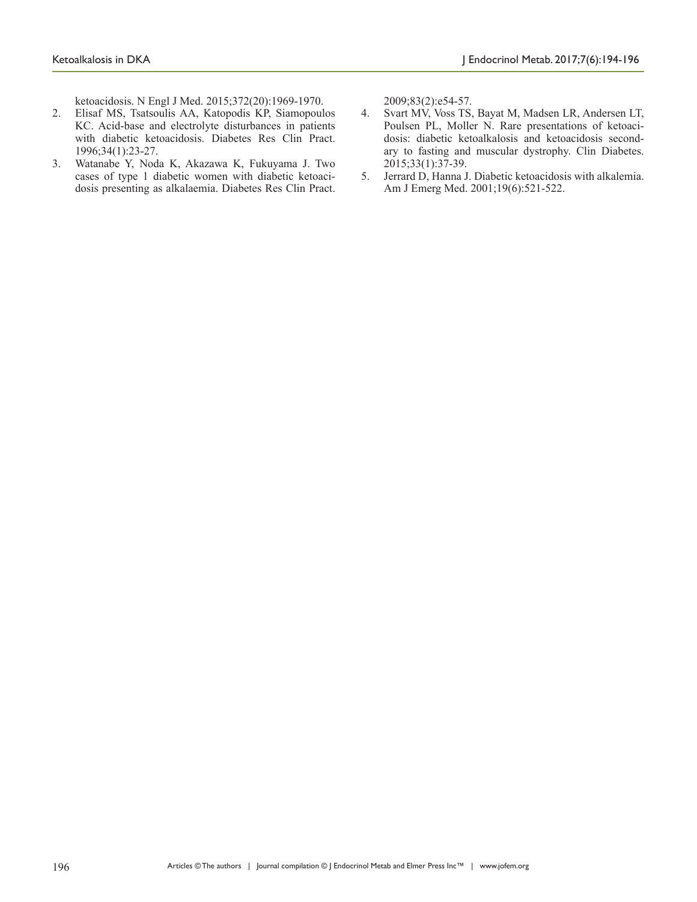ketoacidosis. N Engl J Med. 2015;372(20):1969-1970.

2. Elisaf MS, Tsatsoulis AA, Katopodis KP, Siamopoulos KC. Acid-base and electrolyte disturbances in patients with diabetic ketoacidosis. Diabetes Res Clin Pract. 1996;34(1):23-27.
3. Watanabe Y, Noda K, Akazawa K, Fukuyama J. Two cases of type 1 diabetic women with diabetic ketoacidosis presenting as alkalaemia. Diabetes Res Clin Pract. 2009;83(2):e54-57.
4. Svart MV, Voss TS, Bayat M, Madsen LR, Andersen LT, Poulsen PL, Moller N. Rare presentations of ketoacidosis: diabetic ketoalkalosis and ketoacidosis secondary to fasting and muscular dystrophy. Clin Diabetes. 2015;33(1):37-39.
5. Jerrard D, Hanna J. Diabetic ketoacidosis with alkalemia. Am J Emerg Med. 2001;19(6):521-522.